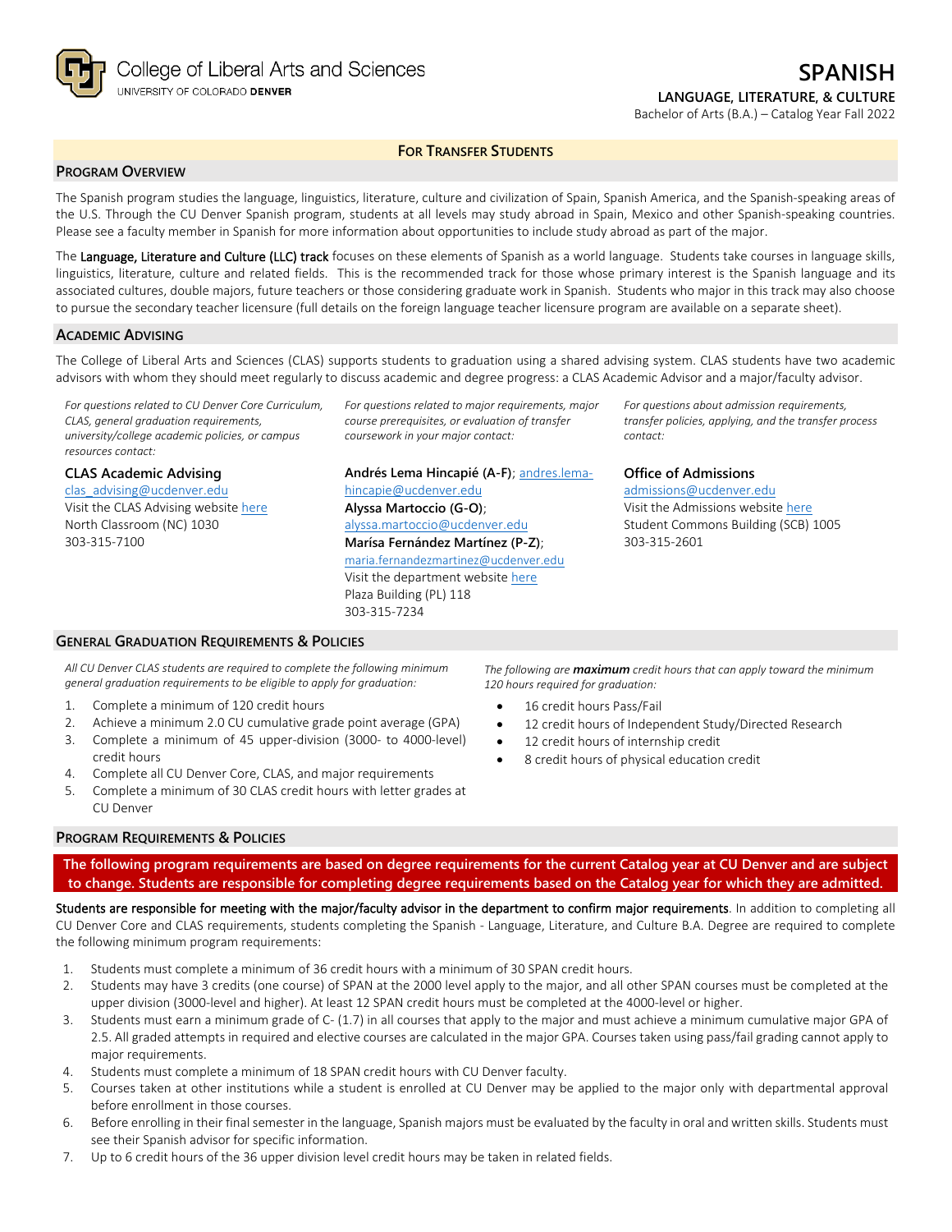College of Liberal Arts and Sciences
UNIVERSITY OF COLORADO DENVER

# SPANISH

### LANGUAGE, LITERATURE, & CULTURE

Bachelor of Arts (B.A.) – Catalog Year Fall 2022

**FOR TRANSFER STUDENTS**

## PROGRAM OVERVIEW

The Spanish program studies the language, linguistics, literature, culture and civilization of Spain, Spanish America, and the Spanish-speaking areas of the U.S. Through the CU Denver Spanish program, students at all levels may study abroad in Spain, Mexico and other Spanish-speaking countries. Please see a faculty member in Spanish for more information about opportunities to include study abroad as part of the major.

The **Language, Literature and Culture (LLC) track** focuses on these elements of Spanish as a world language. Students take courses in language skills, linguistics, literature, culture and related fields. This is the recommended track for those whose primary interest is the Spanish language and its associated cultures, double majors, future teachers or those considering graduate work in Spanish. Students who major in this track may also choose to pursue the secondary teacher licensure (full details on the foreign language teacher licensure program are available on a separate sheet).

## ACADEMIC ADVISING

The College of Liberal Arts and Sciences (CLAS) supports students to graduation using a shared advising system. CLAS students have two academic advisors with whom they should meet regularly to discuss academic and degree progress: a CLAS Academic Advisor and a major/faculty advisor.

*For questions related to CU Denver Core Curriculum, CLAS, general graduation requirements, university/college academic policies, or campus resources contact:*

**CLAS Academic Advising**
clas_advising@ucdenver.edu
Visit the CLAS Advising website here
North Classroom (NC) 1030
303-315-7100

*For questions related to major requirements, major course prerequisites, or evaluation of transfer coursework in your major contact:*

**Andrés Lema Hincapié (A-F)**; andres.lema-hincapie@ucdenver.edu
**Alyssa Martoccio (G-O)**; alyssa.martoccio@ucdenver.edu
**Marísa Fernández Martínez (P-Z)**; maria.fernandezmartinez@ucdenver.edu
Visit the department website here
Plaza Building (PL) 118
303-315-7234

*For questions about admission requirements, transfer policies, applying, and the transfer process contact:*

**Office of Admissions**
admissions@ucdenver.edu
Visit the Admissions website here
Student Commons Building (SCB) 1005
303-315-2601

## GENERAL GRADUATION REQUIREMENTS & POLICIES

*All CU Denver CLAS students are required to complete the following minimum general graduation requirements to be eligible to apply for graduation:*

1. Complete a minimum of 120 credit hours
2. Achieve a minimum 2.0 CU cumulative grade point average (GPA)
3. Complete a minimum of 45 upper-division (3000- to 4000-level) credit hours
4. Complete all CU Denver Core, CLAS, and major requirements
5. Complete a minimum of 30 CLAS credit hours with letter grades at CU Denver

*The following are **maximum** credit hours that can apply toward the minimum 120 hours required for graduation:*

- 16 credit hours Pass/Fail
- 12 credit hours of Independent Study/Directed Research
- 12 credit hours of internship credit
- 8 credit hours of physical education credit

## PROGRAM REQUIREMENTS & POLICIES

**The following program requirements are based on degree requirements for the current Catalog year at CU Denver and are subject to change. Students are responsible for completing degree requirements based on the Catalog year for which they are admitted.**

**Students are responsible for meeting with the major/faculty advisor in the department to confirm major requirements**. In addition to completing all CU Denver Core and CLAS requirements, students completing the Spanish - Language, Literature, and Culture B.A. Degree are required to complete the following minimum program requirements:

1. Students must complete a minimum of 36 credit hours with a minimum of 30 SPAN credit hours.
2. Students may have 3 credits (one course) of SPAN at the 2000 level apply to the major, and all other SPAN courses must be completed at the upper division (3000-level and higher). At least 12 SPAN credit hours must be completed at the 4000-level or higher.
3. Students must earn a minimum grade of C- (1.7) in all courses that apply to the major and must achieve a minimum cumulative major GPA of 2.5. All graded attempts in required and elective courses are calculated in the major GPA. Courses taken using pass/fail grading cannot apply to major requirements.
4. Students must complete a minimum of 18 SPAN credit hours with CU Denver faculty.
5. Courses taken at other institutions while a student is enrolled at CU Denver may be applied to the major only with departmental approval before enrollment in those courses.
6. Before enrolling in their final semester in the language, Spanish majors must be evaluated by the faculty in oral and written skills. Students must see their Spanish advisor for specific information.
7. Up to 6 credit hours of the 36 upper division level credit hours may be taken in related fields.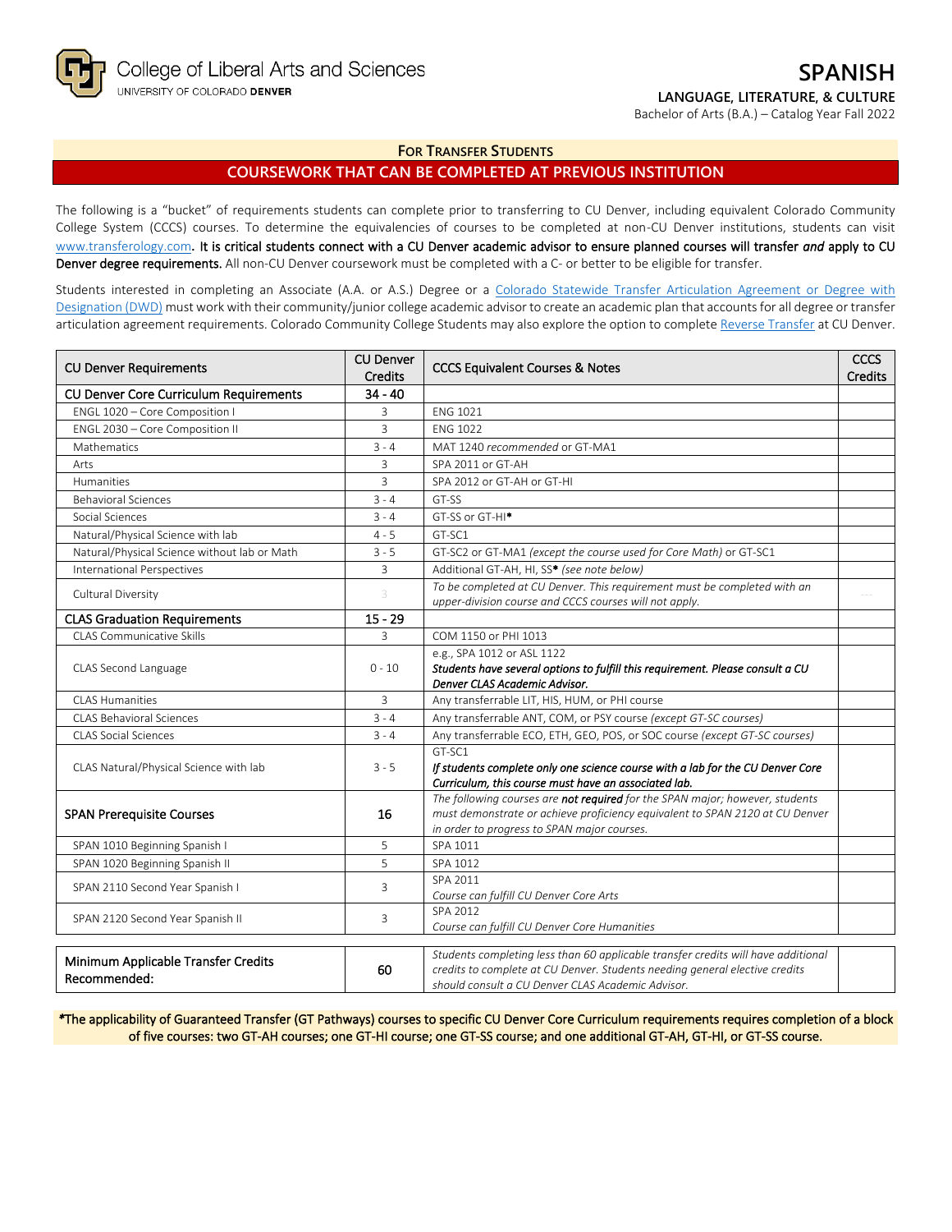College of Liberal Arts and Sciences
UNIVERSITY OF COLORADO DENVER

# SPANISH

**LANGUAGE, LITERATURE, & CULTURE**

Bachelor of Arts (B.A.) – Catalog Year Fall 2022

**FOR TRANSFER STUDENTS**

## COURSEWORK THAT CAN BE COMPLETED AT PREVIOUS INSTITUTION

The following is a "bucket" of requirements students can complete prior to transferring to CU Denver, including equivalent Colorado Community College System (CCCS) courses. To determine the equivalencies of courses to be completed at non-CU Denver institutions, students can visit www.transferology.com**. It is critical students connect with a CU Denver academic advisor to ensure planned courses will transfer *and* apply to CU Denver degree requirements.** All non-CU Denver coursework must be completed with a C- or better to be eligible for transfer.

Students interested in completing an Associate (A.A. or A.S.) Degree or a Colorado Statewide Transfer Articulation Agreement or Degree with Designation (DWD) must work with their community/junior college academic advisor to create an academic plan that accounts for all degree or transfer articulation agreement requirements. Colorado Community College Students may also explore the option to complete Reverse Transfer at CU Denver.

| CU Denver Requirements | CU Denver Credits | CCCS Equivalent Courses & Notes | CCCS Credits |
|---|---|---|---|
| **CU Denver Core Curriculum Requirements** | **34 - 40** | | |
| ENGL 1020 – Core Composition I | 3 | ENG 1021 | |
| ENGL 2030 – Core Composition II | 3 | ENG 1022 | |
| Mathematics | 3 - 4 | MAT 1240 *recommended* or GT-MA1 | |
| Arts | 3 | SPA 2011 or GT-AH | |
| Humanities | 3 | SPA 2012 or GT-AH or GT-HI | |
| Behavioral Sciences | 3 - 4 | GT-SS | |
| Social Sciences | 3 - 4 | GT-SS or GT-HI* | |
| Natural/Physical Science with lab | 4 - 5 | GT-SC1 | |
| Natural/Physical Science without lab or Math | 3 - 5 | GT-SC2 or GT-MA1 *(except the course used for Core Math)* or GT-SC1 | |
| International Perspectives | 3 | Additional GT-AH, HI, SS* *(see note below)* | |
| Cultural Diversity | 3 | *To be completed at CU Denver. This requirement must be completed with an upper-division course and CCCS courses will not apply.* | --- |
| **CLAS Graduation Requirements** | **15 - 29** | | |
| CLAS Communicative Skills | 3 | COM 1150 or PHI 1013 | |
| CLAS Second Language | 0 - 10 | e.g., SPA 1012 or ASL 1122 ***Students have several options to fulfill this requirement. Please consult a CU Denver CLAS Academic Advisor.*** | |
| CLAS Humanities | 3 | Any transferrable LIT, HIS, HUM, or PHI course | |
| CLAS Behavioral Sciences | 3 - 4 | Any transferrable ANT, COM, or PSY course *(except GT-SC courses)* | |
| CLAS Social Sciences | 3 - 4 | Any transferrable ECO, ETH, GEO, POS, or SOC course *(except GT-SC courses)* | |
| CLAS Natural/Physical Science with lab | 3 - 5 | GT-SC1 ***If students complete only one science course with a lab for the CU Denver Core Curriculum, this course must have an associated lab.*** | |
| **SPAN Prerequisite Courses** | **16** | *The following courses are **not required** for the SPAN major; however, students must demonstrate or achieve proficiency equivalent to SPAN 2120 at CU Denver in order to progress to SPAN major courses.* | |
| SPAN 1010 Beginning Spanish I | 5 | SPA 1011 | |
| SPAN 1020 Beginning Spanish II | 5 | SPA 1012 | |
| SPAN 2110 Second Year Spanish I | 3 | SPA 2011 *Course can fulfill CU Denver Core Arts* | |
| SPAN 2120 Second Year Spanish II | 3 | SPA 2012 *Course can fulfill CU Denver Core Humanities* | |

| Minimum Applicable Transfer Credits Recommended: | 60 | *Students completing less than 60 applicable transfer credits will have additional credits to complete at CU Denver. Students needing general elective credits should consult a CU Denver CLAS Academic Advisor.* | |
|---|---|---|---|

*The applicability of Guaranteed Transfer (GT Pathways) courses to specific CU Denver Core Curriculum requirements requires completion of a block of five courses: two GT-AH courses; one GT-HI course; one GT-SS course; and one additional GT-AH, GT-HI, or GT-SS course.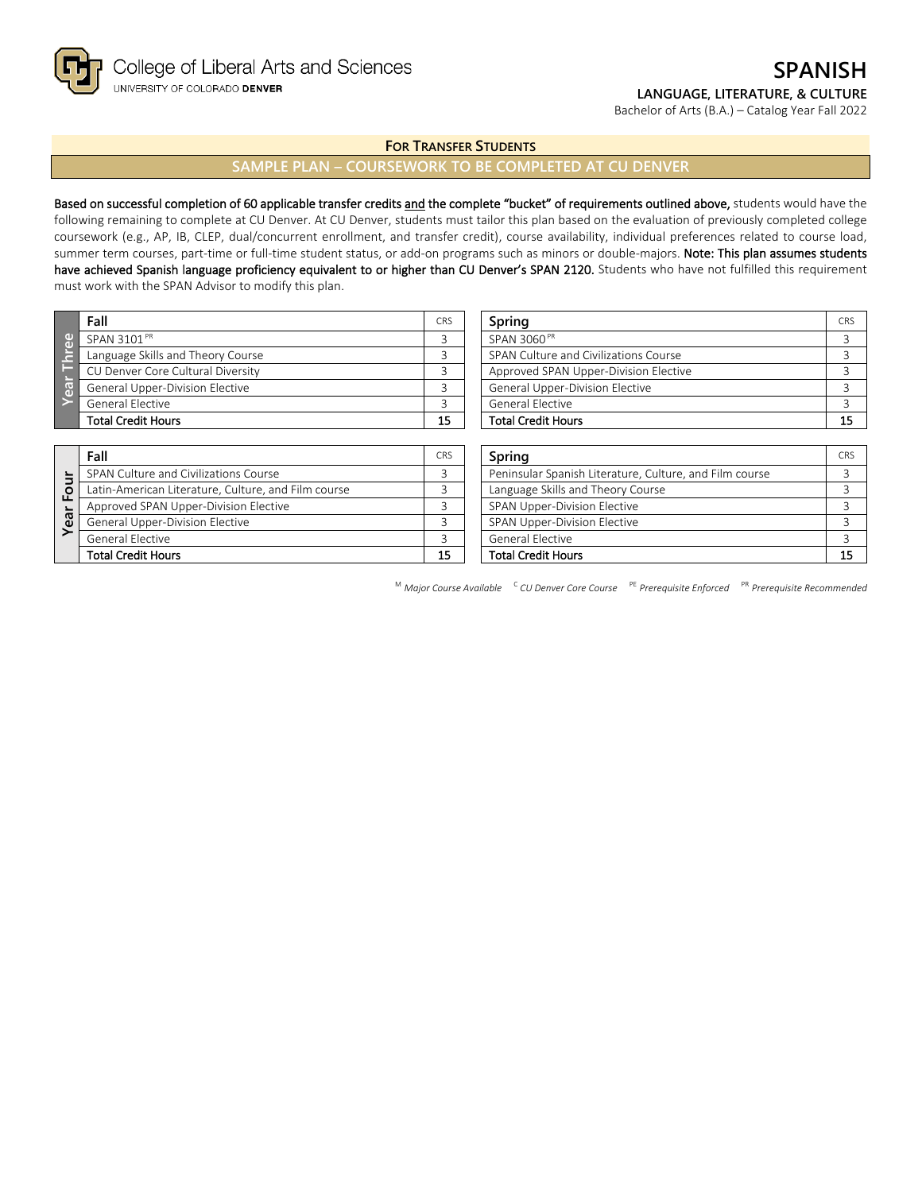# SPANISH

**LANGUAGE, LITERATURE, & CULTURE**

Bachelor of Arts (B.A.) – Catalog Year Fall 2022

**FOR TRANSFER STUDENTS**

## SAMPLE PLAN – COURSEWORK TO BE COMPLETED AT CU DENVER

**Based on successful completion of 60 applicable transfer credits and the complete "bucket" of requirements outlined above,** students would have the following remaining to complete at CU Denver. At CU Denver, students must tailor this plan based on the evaluation of previously completed college coursework (e.g., AP, IB, CLEP, dual/concurrent enrollment, and transfer credit), course availability, individual preferences related to course load, summer term courses, part-time or full-time student status, or add-on programs such as minors or double-majors. **Note: This plan assumes students have achieved Spanish language proficiency equivalent to or higher than CU Denver's SPAN 2120.** Students who have not fulfilled this requirement must work with the SPAN Advisor to modify this plan.

### Year Three

| Fall | CRS |
|---|---|
| SPAN 3101 [PR] | 3 |
| Language Skills and Theory Course | 3 |
| CU Denver Core Cultural Diversity | 3 |
| General Upper-Division Elective | 3 |
| General Elective | 3 |
| **Total Credit Hours** | **15** |

| Spring | CRS |
|---|---|
| SPAN 3060 [PR] | 3 |
| SPAN Culture and Civilizations Course | 3 |
| Approved SPAN Upper-Division Elective | 3 |
| General Upper-Division Elective | 3 |
| General Elective | 3 |
| **Total Credit Hours** | **15** |

### Year Four

| Fall | CRS |
|---|---|
| SPAN Culture and Civilizations Course | 3 |
| Latin-American Literature, Culture, and Film course | 3 |
| Approved SPAN Upper-Division Elective | 3 |
| General Upper-Division Elective | 3 |
| General Elective | 3 |
| **Total Credit Hours** | **15** |

| Spring | CRS |
|---|---|
| Peninsular Spanish Literature, Culture, and Film course | 3 |
| Language Skills and Theory Course | 3 |
| SPAN Upper-Division Elective | 3 |
| SPAN Upper-Division Elective | 3 |
| General Elective | 3 |
| **Total Credit Hours** | **15** |

[M] *Major Course Available* [C] *CU Denver Core Course* [PE] *Prerequisite Enforced* [PR] *Prerequisite Recommended*